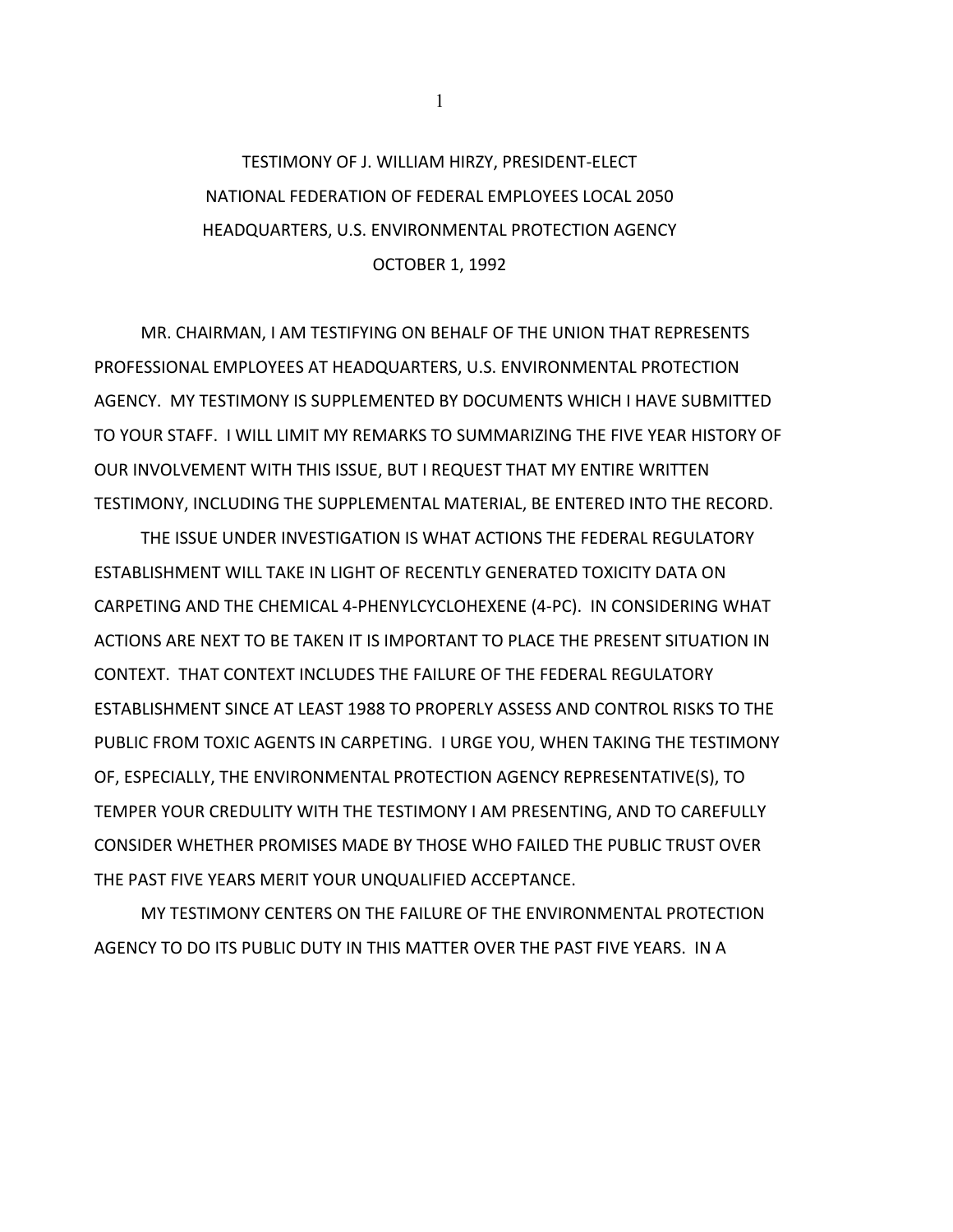TESTIMONY OF J. WILLIAM HIRZY, PRESIDENT-ELECT
NATIONAL FEDERATION OF FEDERAL EMPLOYEES LOCAL 2050
HEADQUARTERS, U.S. ENVIRONMENTAL PROTECTION AGENCY
OCTOBER 1, 1992

MR. CHAIRMAN, I AM TESTIFYING ON BEHALF OF THE UNION THAT REPRESENTS PROFESSIONAL EMPLOYEES AT HEADQUARTERS, U.S. ENVIRONMENTAL PROTECTION AGENCY. MY TESTIMONY IS SUPPLEMENTED BY DOCUMENTS WHICH I HAVE SUBMITTED TO YOUR STAFF. I WILL LIMIT MY REMARKS TO SUMMARIZING THE FIVE YEAR HISTORY OF OUR INVOLVEMENT WITH THIS ISSUE, BUT I REQUEST THAT MY ENTIRE WRITTEN TESTIMONY, INCLUDING THE SUPPLEMENTAL MATERIAL, BE ENTERED INTO THE RECORD.

THE ISSUE UNDER INVESTIGATION IS WHAT ACTIONS THE FEDERAL REGULATORY ESTABLISHMENT WILL TAKE IN LIGHT OF RECENTLY GENERATED TOXICITY DATA ON CARPETING AND THE CHEMICAL 4-PHENYLCYCLOHEXENE (4-PC). IN CONSIDERING WHAT ACTIONS ARE NEXT TO BE TAKEN IT IS IMPORTANT TO PLACE THE PRESENT SITUATION IN CONTEXT. THAT CONTEXT INCLUDES THE FAILURE OF THE FEDERAL REGULATORY ESTABLISHMENT SINCE AT LEAST 1988 TO PROPERLY ASSESS AND CONTROL RISKS TO THE PUBLIC FROM TOXIC AGENTS IN CARPETING. I URGE YOU, WHEN TAKING THE TESTIMONY OF, ESPECIALLY, THE ENVIRONMENTAL PROTECTION AGENCY REPRESENTATIVE(S), TO TEMPER YOUR CREDULITY WITH THE TESTIMONY I AM PRESENTING, AND TO CAREFULLY CONSIDER WHETHER PROMISES MADE BY THOSE WHO FAILED THE PUBLIC TRUST OVER THE PAST FIVE YEARS MERIT YOUR UNQUALIFIED ACCEPTANCE.

MY TESTIMONY CENTERS ON THE FAILURE OF THE ENVIRONMENTAL PROTECTION AGENCY TO DO ITS PUBLIC DUTY IN THIS MATTER OVER THE PAST FIVE YEARS. IN A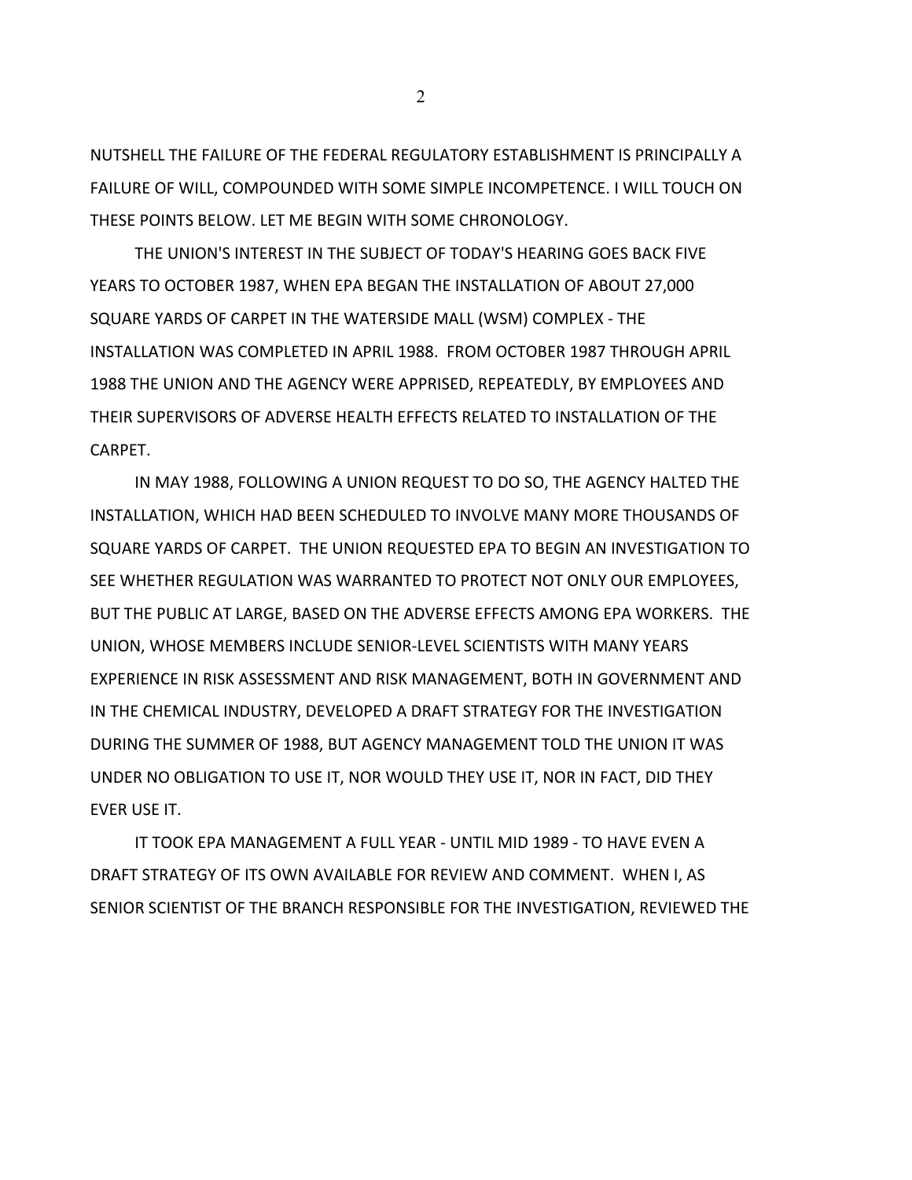NUTSHELL THE FAILURE OF THE FEDERAL REGULATORY ESTABLISHMENT IS PRINCIPALLY A FAILURE OF WILL, COMPOUNDED WITH SOME SIMPLE INCOMPETENCE. I WILL TOUCH ON THESE POINTS BELOW. LET ME BEGIN WITH SOME CHRONOLOGY.

THE UNION'S INTEREST IN THE SUBJECT OF TODAY'S HEARING GOES BACK FIVE YEARS TO OCTOBER 1987, WHEN EPA BEGAN THE INSTALLATION OF ABOUT 27,000 SQUARE YARDS OF CARPET IN THE WATERSIDE MALL (WSM) COMPLEX - THE INSTALLATION WAS COMPLETED IN APRIL 1988. FROM OCTOBER 1987 THROUGH APRIL 1988 THE UNION AND THE AGENCY WERE APPRISED, REPEATEDLY, BY EMPLOYEES AND THEIR SUPERVISORS OF ADVERSE HEALTH EFFECTS RELATED TO INSTALLATION OF THE CARPET.

IN MAY 1988, FOLLOWING A UNION REQUEST TO DO SO, THE AGENCY HALTED THE INSTALLATION, WHICH HAD BEEN SCHEDULED TO INVOLVE MANY MORE THOUSANDS OF SQUARE YARDS OF CARPET. THE UNION REQUESTED EPA TO BEGIN AN INVESTIGATION TO SEE WHETHER REGULATION WAS WARRANTED TO PROTECT NOT ONLY OUR EMPLOYEES, BUT THE PUBLIC AT LARGE, BASED ON THE ADVERSE EFFECTS AMONG EPA WORKERS. THE UNION, WHOSE MEMBERS INCLUDE SENIOR-LEVEL SCIENTISTS WITH MANY YEARS EXPERIENCE IN RISK ASSESSMENT AND RISK MANAGEMENT, BOTH IN GOVERNMENT AND IN THE CHEMICAL INDUSTRY, DEVELOPED A DRAFT STRATEGY FOR THE INVESTIGATION DURING THE SUMMER OF 1988, BUT AGENCY MANAGEMENT TOLD THE UNION IT WAS UNDER NO OBLIGATION TO USE IT, NOR WOULD THEY USE IT, NOR IN FACT, DID THEY EVER USE IT.

IT TOOK EPA MANAGEMENT A FULL YEAR - UNTIL MID 1989 - TO HAVE EVEN A DRAFT STRATEGY OF ITS OWN AVAILABLE FOR REVIEW AND COMMENT. WHEN I, AS SENIOR SCIENTIST OF THE BRANCH RESPONSIBLE FOR THE INVESTIGATION, REVIEWED THE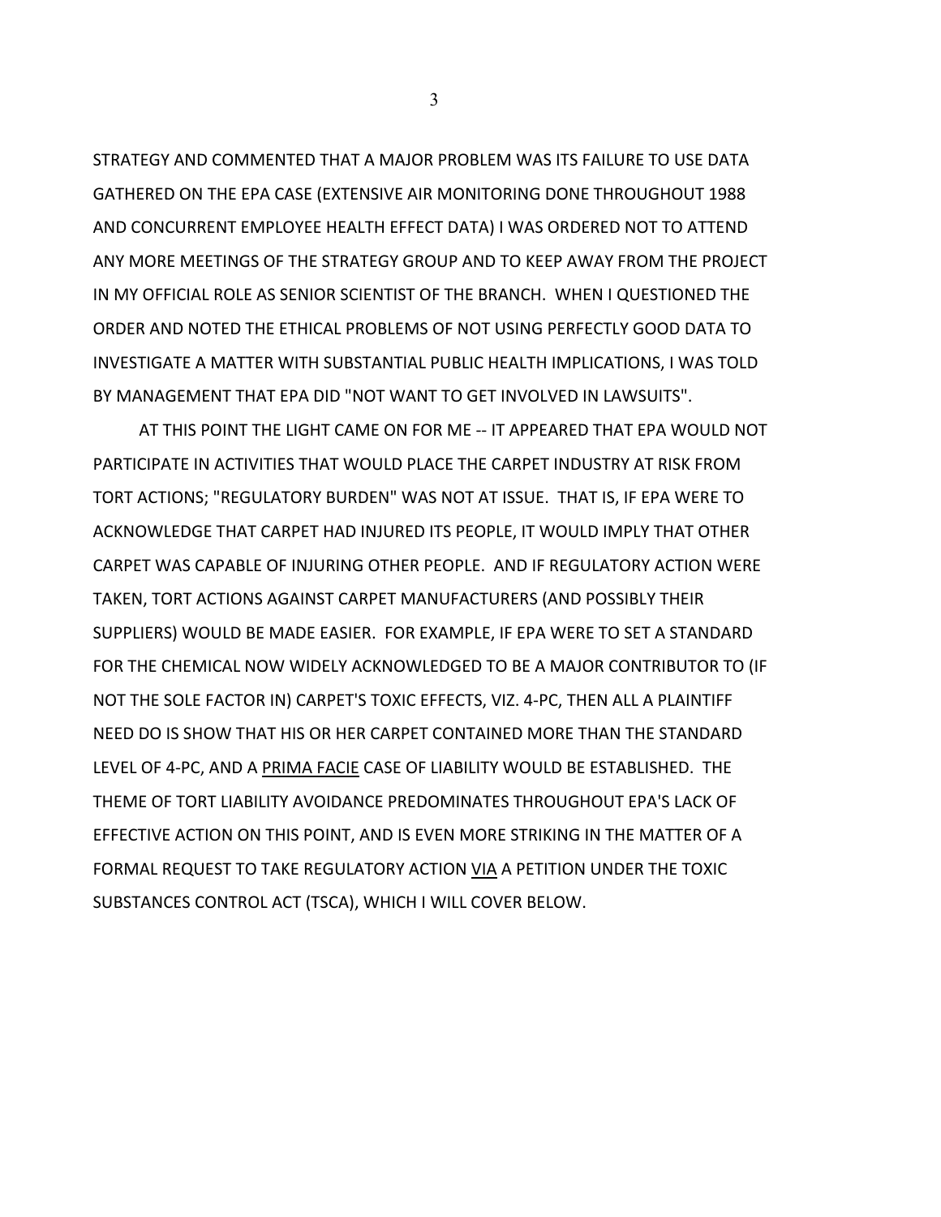STRATEGY AND COMMENTED THAT A MAJOR PROBLEM WAS ITS FAILURE TO USE DATA GATHERED ON THE EPA CASE (EXTENSIVE AIR MONITORING DONE THROUGHOUT 1988 AND CONCURRENT EMPLOYEE HEALTH EFFECT DATA) I WAS ORDERED NOT TO ATTEND ANY MORE MEETINGS OF THE STRATEGY GROUP AND TO KEEP AWAY FROM THE PROJECT IN MY OFFICIAL ROLE AS SENIOR SCIENTIST OF THE BRANCH. WHEN I QUESTIONED THE ORDER AND NOTED THE ETHICAL PROBLEMS OF NOT USING PERFECTLY GOOD DATA TO INVESTIGATE A MATTER WITH SUBSTANTIAL PUBLIC HEALTH IMPLICATIONS, I WAS TOLD BY MANAGEMENT THAT EPA DID "NOT WANT TO GET INVOLVED IN LAWSUITS".

AT THIS POINT THE LIGHT CAME ON FOR ME -- IT APPEARED THAT EPA WOULD NOT PARTICIPATE IN ACTIVITIES THAT WOULD PLACE THE CARPET INDUSTRY AT RISK FROM TORT ACTIONS; "REGULATORY BURDEN" WAS NOT AT ISSUE. THAT IS, IF EPA WERE TO ACKNOWLEDGE THAT CARPET HAD INJURED ITS PEOPLE, IT WOULD IMPLY THAT OTHER CARPET WAS CAPABLE OF INJURING OTHER PEOPLE. AND IF REGULATORY ACTION WERE TAKEN, TORT ACTIONS AGAINST CARPET MANUFACTURERS (AND POSSIBLY THEIR SUPPLIERS) WOULD BE MADE EASIER. FOR EXAMPLE, IF EPA WERE TO SET A STANDARD FOR THE CHEMICAL NOW WIDELY ACKNOWLEDGED TO BE A MAJOR CONTRIBUTOR TO (IF NOT THE SOLE FACTOR IN) CARPET'S TOXIC EFFECTS, VIZ. 4-PC, THEN ALL A PLAINTIFF NEED DO IS SHOW THAT HIS OR HER CARPET CONTAINED MORE THAN THE STANDARD LEVEL OF 4-PC, AND A <u>PRIMA FACIE</u> CASE OF LIABILITY WOULD BE ESTABLISHED. THE THEME OF TORT LIABILITY AVOIDANCE PREDOMINATES THROUGHOUT EPA'S LACK OF EFFECTIVE ACTION ON THIS POINT, AND IS EVEN MORE STRIKING IN THE MATTER OF A FORMAL REQUEST TO TAKE REGULATORY ACTION <u>VIA</u> A PETITION UNDER THE TOXIC SUBSTANCES CONTROL ACT (TSCA), WHICH I WILL COVER BELOW.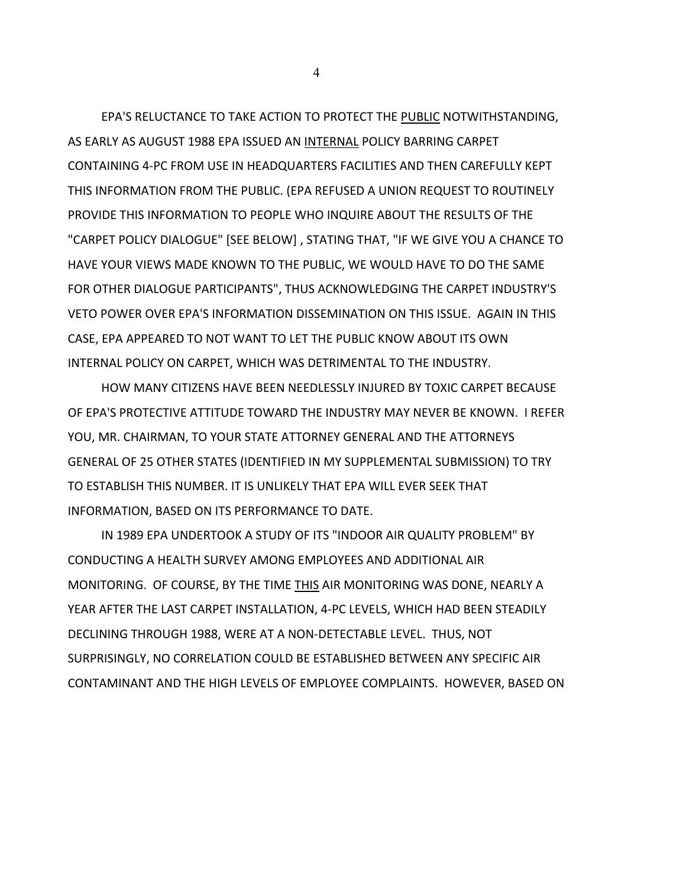EPA'S RELUCTANCE TO TAKE ACTION TO PROTECT THE <u>PUBLIC</u> NOTWITHSTANDING, AS EARLY AS AUGUST 1988 EPA ISSUED AN <u>INTERNAL</u> POLICY BARRING CARPET CONTAINING 4-PC FROM USE IN HEADQUARTERS FACILITIES AND THEN CAREFULLY KEPT THIS INFORMATION FROM THE PUBLIC. (EPA REFUSED A UNION REQUEST TO ROUTINELY PROVIDE THIS INFORMATION TO PEOPLE WHO INQUIRE ABOUT THE RESULTS OF THE "CARPET POLICY DIALOGUE" [SEE BELOW] , STATING THAT, "IF WE GIVE YOU A CHANCE TO HAVE YOUR VIEWS MADE KNOWN TO THE PUBLIC, WE WOULD HAVE TO DO THE SAME FOR OTHER DIALOGUE PARTICIPANTS", THUS ACKNOWLEDGING THE CARPET INDUSTRY'S VETO POWER OVER EPA'S INFORMATION DISSEMINATION ON THIS ISSUE. AGAIN IN THIS CASE, EPA APPEARED TO NOT WANT TO LET THE PUBLIC KNOW ABOUT ITS OWN INTERNAL POLICY ON CARPET, WHICH WAS DETRIMENTAL TO THE INDUSTRY.

HOW MANY CITIZENS HAVE BEEN NEEDLESSLY INJURED BY TOXIC CARPET BECAUSE OF EPA'S PROTECTIVE ATTITUDE TOWARD THE INDUSTRY MAY NEVER BE KNOWN. I REFER YOU, MR. CHAIRMAN, TO YOUR STATE ATTORNEY GENERAL AND THE ATTORNEYS GENERAL OF 25 OTHER STATES (IDENTIFIED IN MY SUPPLEMENTAL SUBMISSION) TO TRY TO ESTABLISH THIS NUMBER. IT IS UNLIKELY THAT EPA WILL EVER SEEK THAT INFORMATION, BASED ON ITS PERFORMANCE TO DATE.

IN 1989 EPA UNDERTOOK A STUDY OF ITS "INDOOR AIR QUALITY PROBLEM" BY CONDUCTING A HEALTH SURVEY AMONG EMPLOYEES AND ADDITIONAL AIR MONITORING. OF COURSE, BY THE TIME <u>THIS</u> AIR MONITORING WAS DONE, NEARLY A YEAR AFTER THE LAST CARPET INSTALLATION, 4-PC LEVELS, WHICH HAD BEEN STEADILY DECLINING THROUGH 1988, WERE AT A NON-DETECTABLE LEVEL. THUS, NOT SURPRISINGLY, NO CORRELATION COULD BE ESTABLISHED BETWEEN ANY SPECIFIC AIR CONTAMINANT AND THE HIGH LEVELS OF EMPLOYEE COMPLAINTS. HOWEVER, BASED ON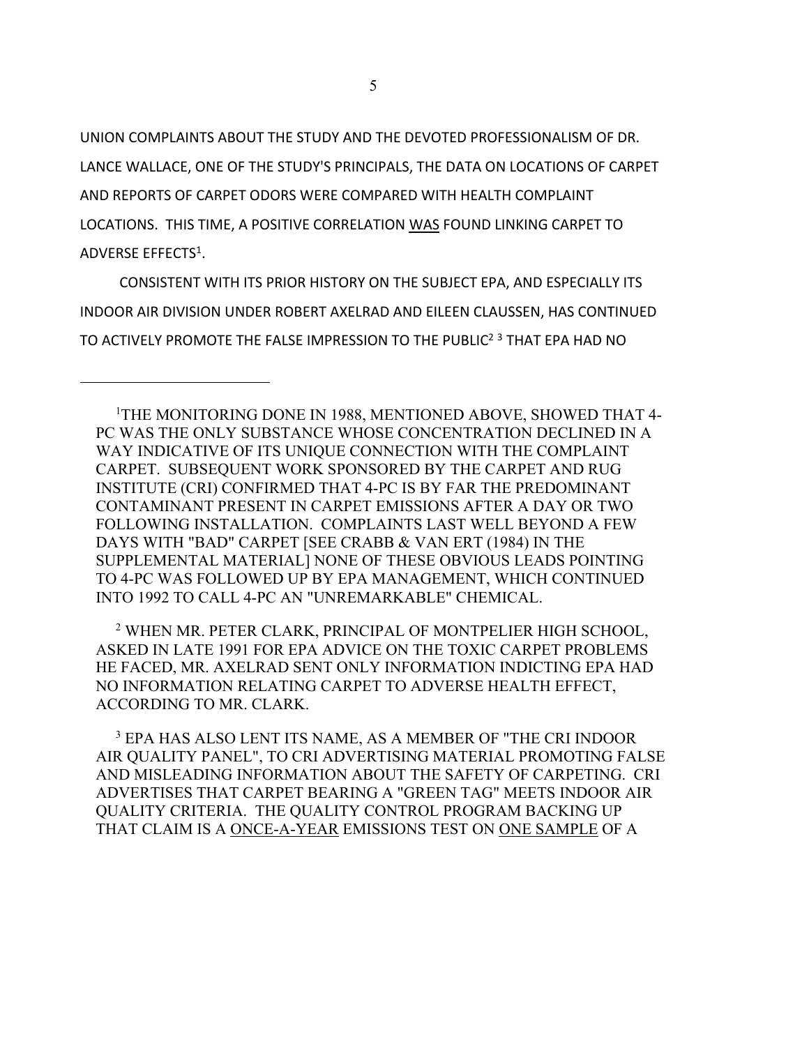UNION COMPLAINTS ABOUT THE STUDY AND THE DEVOTED PROFESSIONALISM OF DR. LANCE WALLACE, ONE OF THE STUDY'S PRINCIPALS, THE DATA ON LOCATIONS OF CARPET AND REPORTS OF CARPET ODORS WERE COMPARED WITH HEALTH COMPLAINT LOCATIONS. THIS TIME, A POSITIVE CORRELATION <u>WAS</u> FOUND LINKING CARPET TO ADVERSE EFFECTS[1].

CONSISTENT WITH ITS PRIOR HISTORY ON THE SUBJECT EPA, AND ESPECIALLY ITS INDOOR AIR DIVISION UNDER ROBERT AXELRAD AND EILEEN CLAUSSEN, HAS CONTINUED TO ACTIVELY PROMOTE THE FALSE IMPRESSION TO THE PUBLIC[2] [3] THAT EPA HAD NO

---

[1] THE MONITORING DONE IN 1988, MENTIONED ABOVE, SHOWED THAT 4-PC WAS THE ONLY SUBSTANCE WHOSE CONCENTRATION DECLINED IN A WAY INDICATIVE OF ITS UNIQUE CONNECTION WITH THE COMPLAINT CARPET. SUBSEQUENT WORK SPONSORED BY THE CARPET AND RUG INSTITUTE (CRI) CONFIRMED THAT 4-PC IS BY FAR THE PREDOMINANT CONTAMINANT PRESENT IN CARPET EMISSIONS AFTER A DAY OR TWO FOLLOWING INSTALLATION. COMPLAINTS LAST WELL BEYOND A FEW DAYS WITH "BAD" CARPET [SEE CRABB & VAN ERT (1984) IN THE SUPPLEMENTAL MATERIAL] NONE OF THESE OBVIOUS LEADS POINTING TO 4-PC WAS FOLLOWED UP BY EPA MANAGEMENT, WHICH CONTINUED INTO 1992 TO CALL 4-PC AN "UNREMARKABLE" CHEMICAL.

[2] WHEN MR. PETER CLARK, PRINCIPAL OF MONTPELIER HIGH SCHOOL, ASKED IN LATE 1991 FOR EPA ADVICE ON THE TOXIC CARPET PROBLEMS HE FACED, MR. AXELRAD SENT ONLY INFORMATION INDICTING EPA HAD NO INFORMATION RELATING CARPET TO ADVERSE HEALTH EFFECT, ACCORDING TO MR. CLARK.

[3] EPA HAS ALSO LENT ITS NAME, AS A MEMBER OF "THE CRI INDOOR AIR QUALITY PANEL", TO CRI ADVERTISING MATERIAL PROMOTING FALSE AND MISLEADING INFORMATION ABOUT THE SAFETY OF CARPETING. CRI ADVERTISES THAT CARPET BEARING A "GREEN TAG" MEETS INDOOR AIR QUALITY CRITERIA. THE QUALITY CONTROL PROGRAM BACKING UP THAT CLAIM IS A <u>ONCE-A-YEAR</u> EMISSIONS TEST ON <u>ONE SAMPLE</u> OF A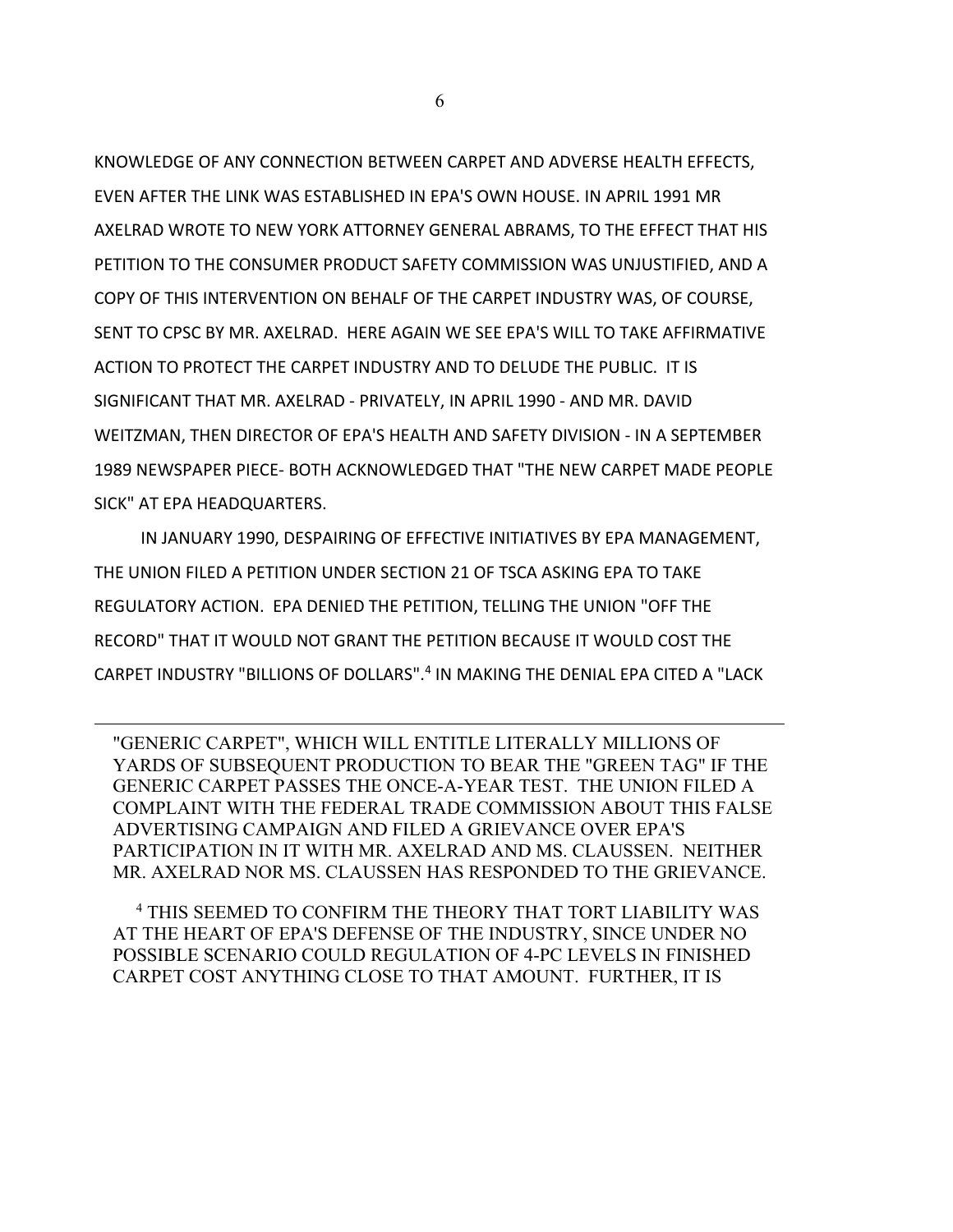KNOWLEDGE OF ANY CONNECTION BETWEEN CARPET AND ADVERSE HEALTH EFFECTS, EVEN AFTER THE LINK WAS ESTABLISHED IN EPA'S OWN HOUSE. IN APRIL 1991 MR AXELRAD WROTE TO NEW YORK ATTORNEY GENERAL ABRAMS, TO THE EFFECT THAT HIS PETITION TO THE CONSUMER PRODUCT SAFETY COMMISSION WAS UNJUSTIFIED, AND A COPY OF THIS INTERVENTION ON BEHALF OF THE CARPET INDUSTRY WAS, OF COURSE, SENT TO CPSC BY MR. AXELRAD. HERE AGAIN WE SEE EPA'S WILL TO TAKE AFFIRMATIVE ACTION TO PROTECT THE CARPET INDUSTRY AND TO DELUDE THE PUBLIC. IT IS SIGNIFICANT THAT MR. AXELRAD - PRIVATELY, IN APRIL 1990 - AND MR. DAVID WEITZMAN, THEN DIRECTOR OF EPA'S HEALTH AND SAFETY DIVISION - IN A SEPTEMBER 1989 NEWSPAPER PIECE- BOTH ACKNOWLEDGED THAT "THE NEW CARPET MADE PEOPLE SICK" AT EPA HEADQUARTERS.

IN JANUARY 1990, DESPAIRING OF EFFECTIVE INITIATIVES BY EPA MANAGEMENT, THE UNION FILED A PETITION UNDER SECTION 21 OF TSCA ASKING EPA TO TAKE REGULATORY ACTION. EPA DENIED THE PETITION, TELLING THE UNION "OFF THE RECORD" THAT IT WOULD NOT GRANT THE PETITION BECAUSE IT WOULD COST THE CARPET INDUSTRY "BILLIONS OF DOLLARS".[4] IN MAKING THE DENIAL EPA CITED A "LACK

---

"GENERIC CARPET", WHICH WILL ENTITLE LITERALLY MILLIONS OF YARDS OF SUBSEQUENT PRODUCTION TO BEAR THE "GREEN TAG" IF THE GENERIC CARPET PASSES THE ONCE-A-YEAR TEST. THE UNION FILED A COMPLAINT WITH THE FEDERAL TRADE COMMISSION ABOUT THIS FALSE ADVERTISING CAMPAIGN AND FILED A GRIEVANCE OVER EPA'S PARTICIPATION IN IT WITH MR. AXELRAD AND MS. CLAUSSEN. NEITHER MR. AXELRAD NOR MS. CLAUSSEN HAS RESPONDED TO THE GRIEVANCE.

[4] THIS SEEMED TO CONFIRM THE THEORY THAT TORT LIABILITY WAS AT THE HEART OF EPA'S DEFENSE OF THE INDUSTRY, SINCE UNDER NO POSSIBLE SCENARIO COULD REGULATION OF 4-PC LEVELS IN FINISHED CARPET COST ANYTHING CLOSE TO THAT AMOUNT. FURTHER, IT IS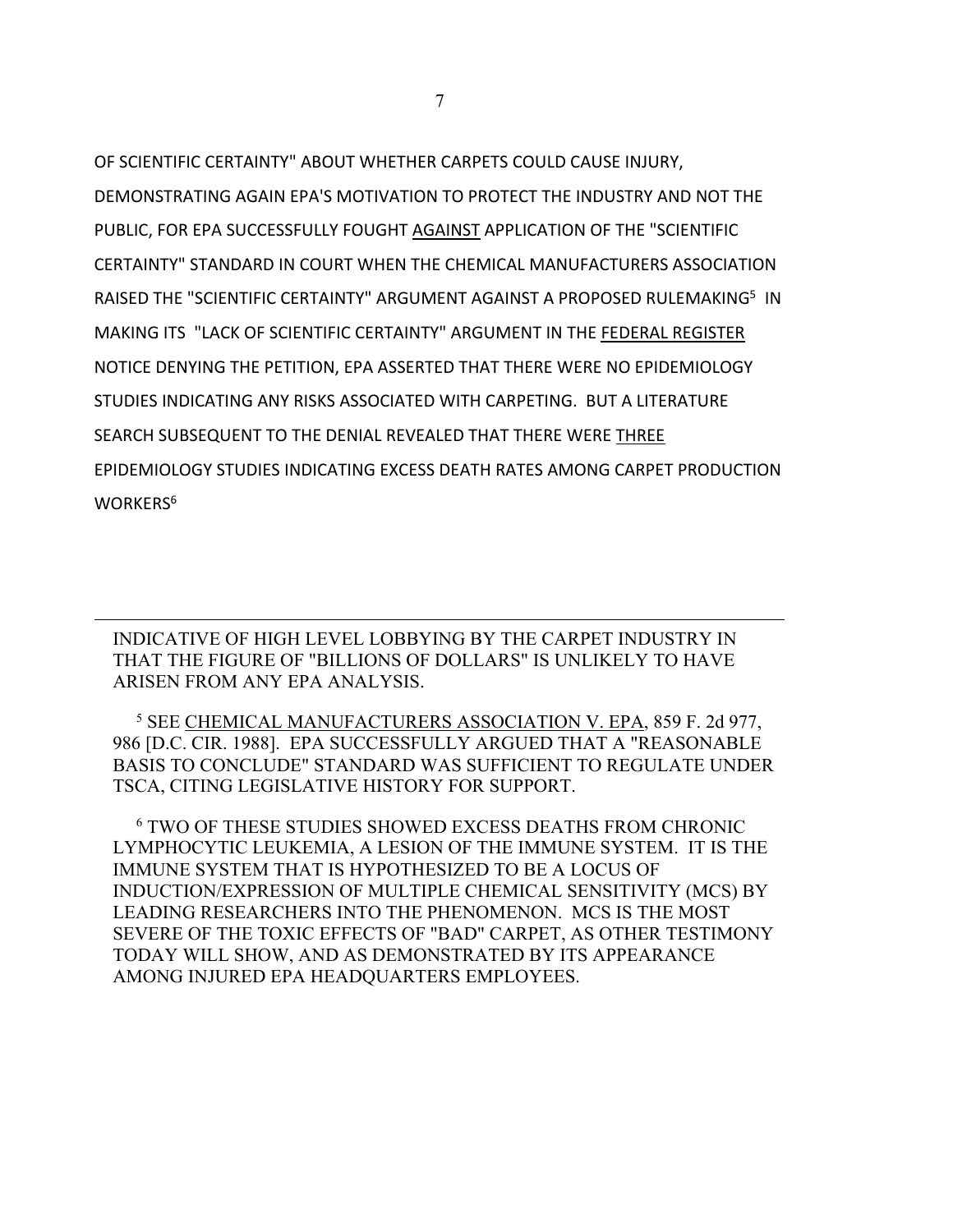OF SCIENTIFIC CERTAINTY" ABOUT WHETHER CARPETS COULD CAUSE INJURY, DEMONSTRATING AGAIN EPA'S MOTIVATION TO PROTECT THE INDUSTRY AND NOT THE PUBLIC, FOR EPA SUCCESSFULLY FOUGHT AGAINST APPLICATION OF THE "SCIENTIFIC CERTAINTY" STANDARD IN COURT WHEN THE CHEMICAL MANUFACTURERS ASSOCIATION RAISED THE "SCIENTIFIC CERTAINTY" ARGUMENT AGAINST A PROPOSED RULEMAKING[5] IN MAKING ITS "LACK OF SCIENTIFIC CERTAINTY" ARGUMENT IN THE FEDERAL REGISTER NOTICE DENYING THE PETITION, EPA ASSERTED THAT THERE WERE NO EPIDEMIOLOGY STUDIES INDICATING ANY RISKS ASSOCIATED WITH CARPETING. BUT A LITERATURE SEARCH SUBSEQUENT TO THE DENIAL REVEALED THAT THERE WERE THREE EPIDEMIOLOGY STUDIES INDICATING EXCESS DEATH RATES AMONG CARPET PRODUCTION WORKERS[6]

---

INDICATIVE OF HIGH LEVEL LOBBYING BY THE CARPET INDUSTRY IN THAT THE FIGURE OF "BILLIONS OF DOLLARS" IS UNLIKELY TO HAVE ARISEN FROM ANY EPA ANALYSIS.

[5] SEE CHEMICAL MANUFACTURERS ASSOCIATION V. EPA, 859 F. 2d 977, 986 [D.C. CIR. 1988]. EPA SUCCESSFULLY ARGUED THAT A "REASONABLE BASIS TO CONCLUDE" STANDARD WAS SUFFICIENT TO REGULATE UNDER TSCA, CITING LEGISLATIVE HISTORY FOR SUPPORT.

[6] TWO OF THESE STUDIES SHOWED EXCESS DEATHS FROM CHRONIC LYMPHOCYTIC LEUKEMIA, A LESION OF THE IMMUNE SYSTEM. IT IS THE IMMUNE SYSTEM THAT IS HYPOTHESIZED TO BE A LOCUS OF INDUCTION/EXPRESSION OF MULTIPLE CHEMICAL SENSITIVITY (MCS) BY LEADING RESEARCHERS INTO THE PHENOMENON. MCS IS THE MOST SEVERE OF THE TOXIC EFFECTS OF "BAD" CARPET, AS OTHER TESTIMONY TODAY WILL SHOW, AND AS DEMONSTRATED BY ITS APPEARANCE AMONG INJURED EPA HEADQUARTERS EMPLOYEES.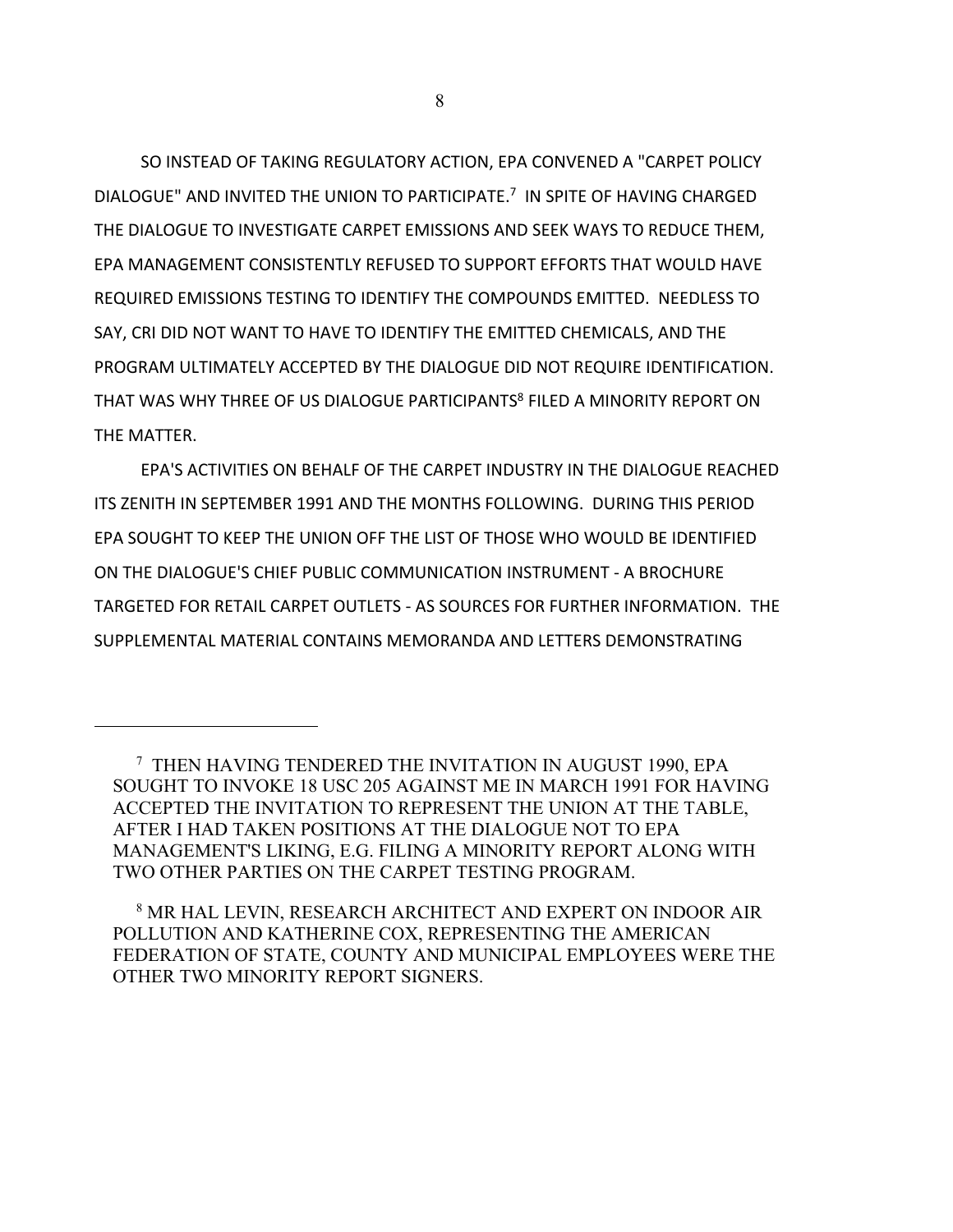SO INSTEAD OF TAKING REGULATORY ACTION, EPA CONVENED A "CARPET POLICY DIALOGUE" AND INVITED THE UNION TO PARTICIPATE.[7] IN SPITE OF HAVING CHARGED THE DIALOGUE TO INVESTIGATE CARPET EMISSIONS AND SEEK WAYS TO REDUCE THEM, EPA MANAGEMENT CONSISTENTLY REFUSED TO SUPPORT EFFORTS THAT WOULD HAVE REQUIRED EMISSIONS TESTING TO IDENTIFY THE COMPOUNDS EMITTED. NEEDLESS TO SAY, CRI DID NOT WANT TO HAVE TO IDENTIFY THE EMITTED CHEMICALS, AND THE PROGRAM ULTIMATELY ACCEPTED BY THE DIALOGUE DID NOT REQUIRE IDENTIFICATION. THAT WAS WHY THREE OF US DIALOGUE PARTICIPANTS[8] FILED A MINORITY REPORT ON THE MATTER.

EPA'S ACTIVITIES ON BEHALF OF THE CARPET INDUSTRY IN THE DIALOGUE REACHED ITS ZENITH IN SEPTEMBER 1991 AND THE MONTHS FOLLOWING. DURING THIS PERIOD EPA SOUGHT TO KEEP THE UNION OFF THE LIST OF THOSE WHO WOULD BE IDENTIFIED ON THE DIALOGUE'S CHIEF PUBLIC COMMUNICATION INSTRUMENT - A BROCHURE TARGETED FOR RETAIL CARPET OUTLETS - AS SOURCES FOR FURTHER INFORMATION. THE SUPPLEMENTAL MATERIAL CONTAINS MEMORANDA AND LETTERS DEMONSTRATING

---

[7] THEN HAVING TENDERED THE INVITATION IN AUGUST 1990, EPA SOUGHT TO INVOKE 18 USC 205 AGAINST ME IN MARCH 1991 FOR HAVING ACCEPTED THE INVITATION TO REPRESENT THE UNION AT THE TABLE, AFTER I HAD TAKEN POSITIONS AT THE DIALOGUE NOT TO EPA MANAGEMENT'S LIKING, E.G. FILING A MINORITY REPORT ALONG WITH TWO OTHER PARTIES ON THE CARPET TESTING PROGRAM.

[8] MR HAL LEVIN, RESEARCH ARCHITECT AND EXPERT ON INDOOR AIR POLLUTION AND KATHERINE COX, REPRESENTING THE AMERICAN FEDERATION OF STATE, COUNTY AND MUNICIPAL EMPLOYEES WERE THE OTHER TWO MINORITY REPORT SIGNERS.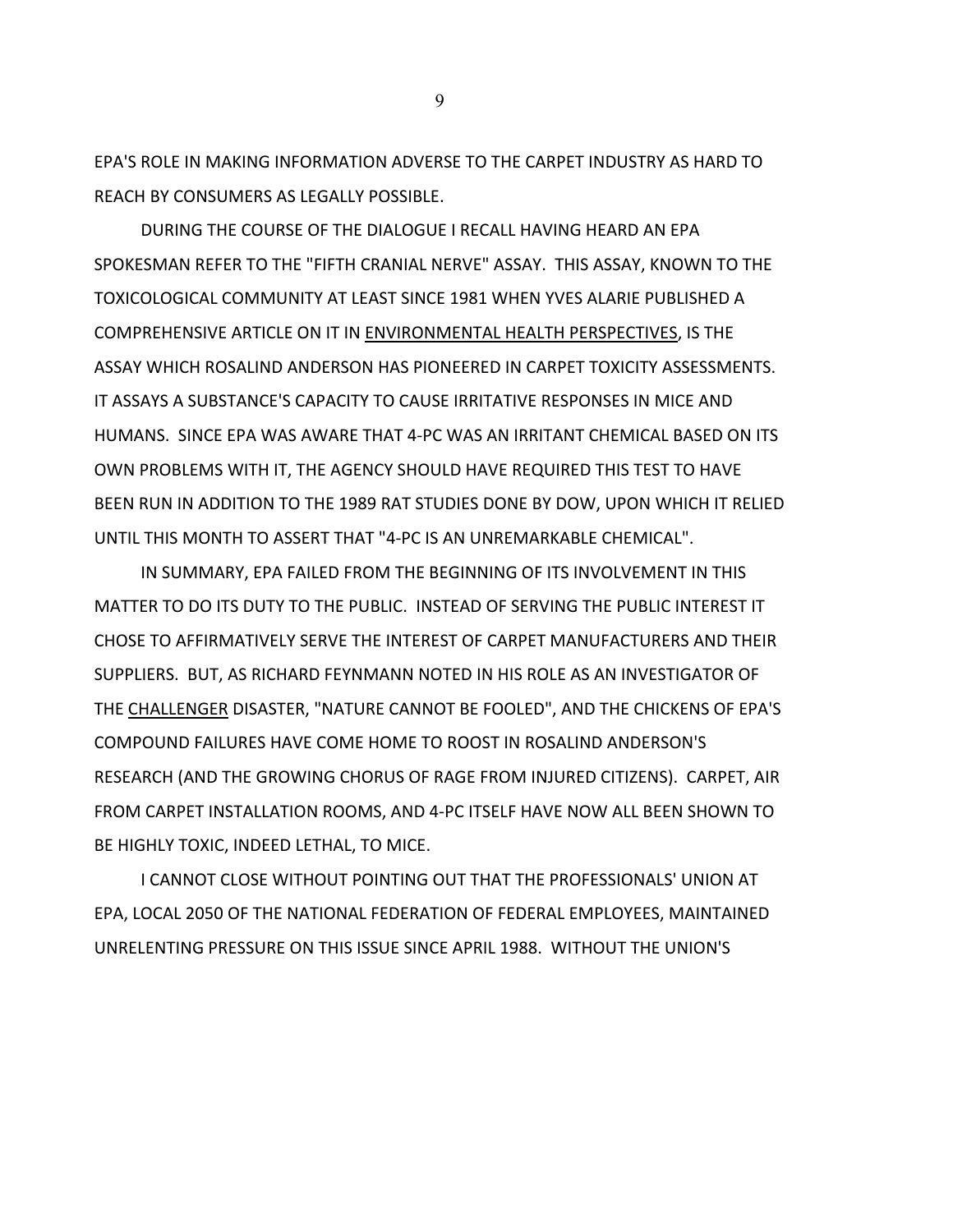EPA'S ROLE IN MAKING INFORMATION ADVERSE TO THE CARPET INDUSTRY AS HARD TO REACH BY CONSUMERS AS LEGALLY POSSIBLE.

DURING THE COURSE OF THE DIALOGUE I RECALL HAVING HEARD AN EPA SPOKESMAN REFER TO THE "FIFTH CRANIAL NERVE" ASSAY. THIS ASSAY, KNOWN TO THE TOXICOLOGICAL COMMUNITY AT LEAST SINCE 1981 WHEN YVES ALARIE PUBLISHED A COMPREHENSIVE ARTICLE ON IT IN <u>ENVIRONMENTAL HEALTH PERSPECTIVES</u>, IS THE ASSAY WHICH ROSALIND ANDERSON HAS PIONEERED IN CARPET TOXICITY ASSESSMENTS. IT ASSAYS A SUBSTANCE'S CAPACITY TO CAUSE IRRITATIVE RESPONSES IN MICE AND HUMANS. SINCE EPA WAS AWARE THAT 4-PC WAS AN IRRITANT CHEMICAL BASED ON ITS OWN PROBLEMS WITH IT, THE AGENCY SHOULD HAVE REQUIRED THIS TEST TO HAVE BEEN RUN IN ADDITION TO THE 1989 RAT STUDIES DONE BY DOW, UPON WHICH IT RELIED UNTIL THIS MONTH TO ASSERT THAT "4-PC IS AN UNREMARKABLE CHEMICAL".

IN SUMMARY, EPA FAILED FROM THE BEGINNING OF ITS INVOLVEMENT IN THIS MATTER TO DO ITS DUTY TO THE PUBLIC. INSTEAD OF SERVING THE PUBLIC INTEREST IT CHOSE TO AFFIRMATIVELY SERVE THE INTEREST OF CARPET MANUFACTURERS AND THEIR SUPPLIERS. BUT, AS RICHARD FEYNMANN NOTED IN HIS ROLE AS AN INVESTIGATOR OF THE <u>CHALLENGER</u> DISASTER, "NATURE CANNOT BE FOOLED", AND THE CHICKENS OF EPA'S COMPOUND FAILURES HAVE COME HOME TO ROOST IN ROSALIND ANDERSON'S RESEARCH (AND THE GROWING CHORUS OF RAGE FROM INJURED CITIZENS). CARPET, AIR FROM CARPET INSTALLATION ROOMS, AND 4-PC ITSELF HAVE NOW ALL BEEN SHOWN TO BE HIGHLY TOXIC, INDEED LETHAL, TO MICE.

I CANNOT CLOSE WITHOUT POINTING OUT THAT THE PROFESSIONALS' UNION AT EPA, LOCAL 2050 OF THE NATIONAL FEDERATION OF FEDERAL EMPLOYEES, MAINTAINED UNRELENTING PRESSURE ON THIS ISSUE SINCE APRIL 1988. WITHOUT THE UNION'S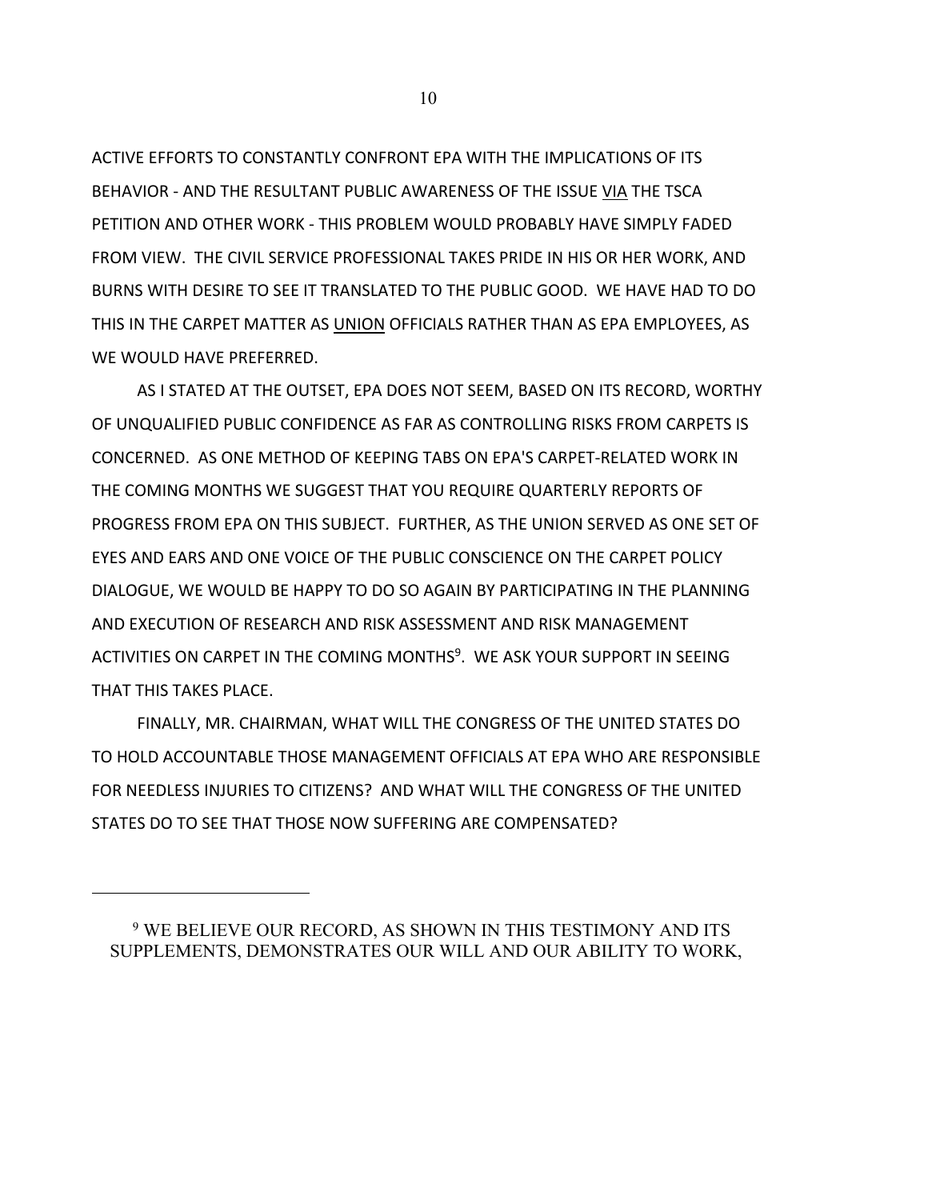ACTIVE EFFORTS TO CONSTANTLY CONFRONT EPA WITH THE IMPLICATIONS OF ITS BEHAVIOR - AND THE RESULTANT PUBLIC AWARENESS OF THE ISSUE VIA THE TSCA PETITION AND OTHER WORK - THIS PROBLEM WOULD PROBABLY HAVE SIMPLY FADED FROM VIEW. THE CIVIL SERVICE PROFESSIONAL TAKES PRIDE IN HIS OR HER WORK, AND BURNS WITH DESIRE TO SEE IT TRANSLATED TO THE PUBLIC GOOD. WE HAVE HAD TO DO THIS IN THE CARPET MATTER AS UNION OFFICIALS RATHER THAN AS EPA EMPLOYEES, AS WE WOULD HAVE PREFERRED.

AS I STATED AT THE OUTSET, EPA DOES NOT SEEM, BASED ON ITS RECORD, WORTHY OF UNQUALIFIED PUBLIC CONFIDENCE AS FAR AS CONTROLLING RISKS FROM CARPETS IS CONCERNED. AS ONE METHOD OF KEEPING TABS ON EPA'S CARPET-RELATED WORK IN THE COMING MONTHS WE SUGGEST THAT YOU REQUIRE QUARTERLY REPORTS OF PROGRESS FROM EPA ON THIS SUBJECT. FURTHER, AS THE UNION SERVED AS ONE SET OF EYES AND EARS AND ONE VOICE OF THE PUBLIC CONSCIENCE ON THE CARPET POLICY DIALOGUE, WE WOULD BE HAPPY TO DO SO AGAIN BY PARTICIPATING IN THE PLANNING AND EXECUTION OF RESEARCH AND RISK ASSESSMENT AND RISK MANAGEMENT ACTIVITIES ON CARPET IN THE COMING MONTHS[9]. WE ASK YOUR SUPPORT IN SEEING THAT THIS TAKES PLACE.

FINALLY, MR. CHAIRMAN, WHAT WILL THE CONGRESS OF THE UNITED STATES DO TO HOLD ACCOUNTABLE THOSE MANAGEMENT OFFICIALS AT EPA WHO ARE RESPONSIBLE FOR NEEDLESS INJURIES TO CITIZENS? AND WHAT WILL THE CONGRESS OF THE UNITED STATES DO TO SEE THAT THOSE NOW SUFFERING ARE COMPENSATED?

---

[9] WE BELIEVE OUR RECORD, AS SHOWN IN THIS TESTIMONY AND ITS SUPPLEMENTS, DEMONSTRATES OUR WILL AND OUR ABILITY TO WORK,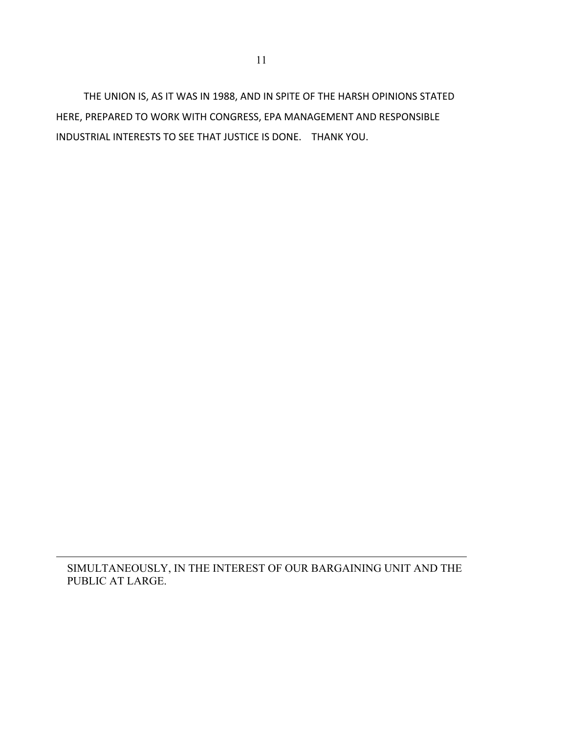THE UNION IS, AS IT WAS IN 1988, AND IN SPITE OF THE HARSH OPINIONS STATED HERE, PREPARED TO WORK WITH CONGRESS, EPA MANAGEMENT AND RESPONSIBLE INDUSTRIAL INTERESTS TO SEE THAT JUSTICE IS DONE. THANK YOU.

---

SIMULTANEOUSLY, IN THE INTEREST OF OUR BARGAINING UNIT AND THE PUBLIC AT LARGE.